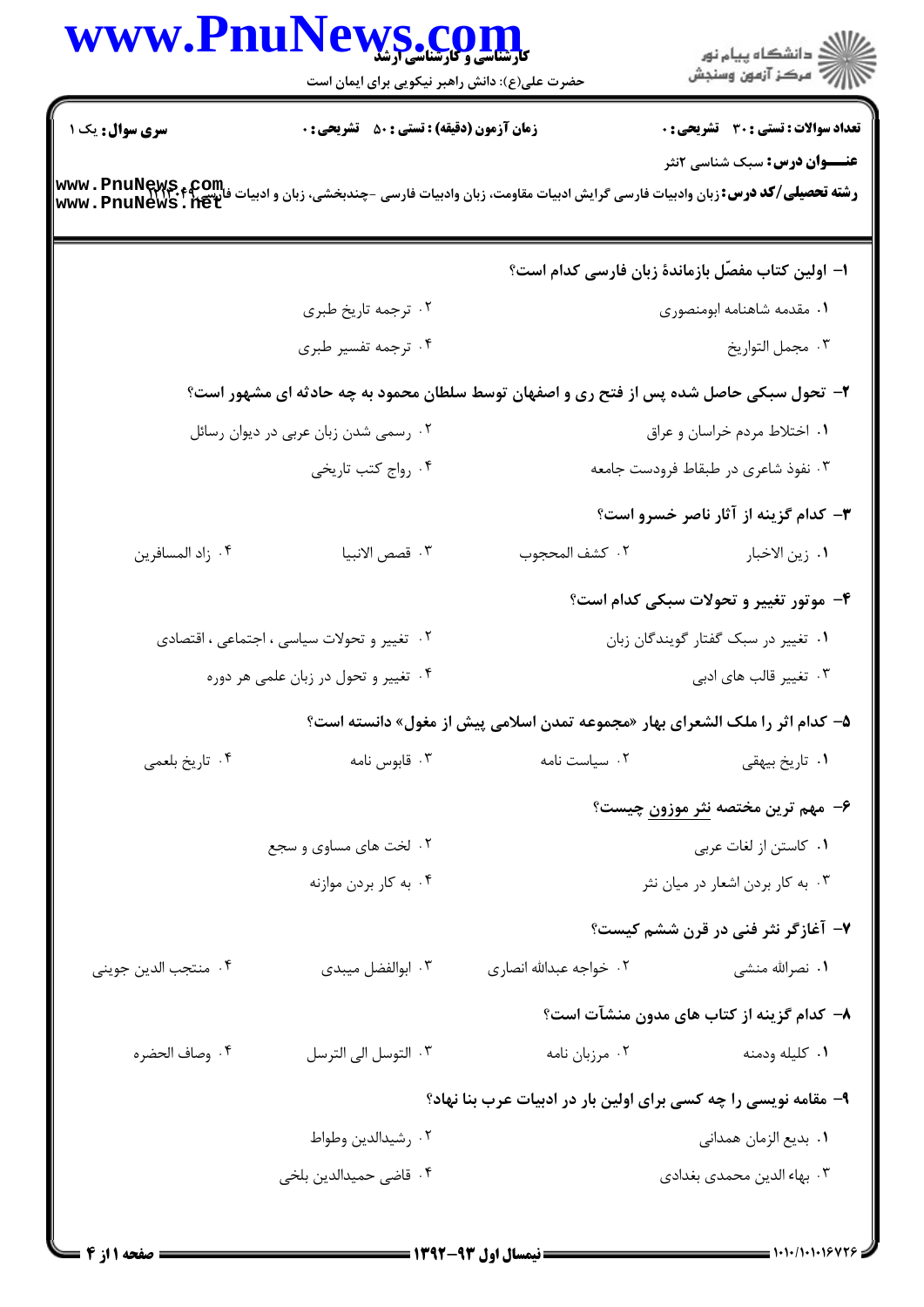**سری سوال:** یک ۱

**زمان آزمون (دقیقه) : تستی : ۵۰ تشریحی : ۰**

**تعداد سوالات : تستی : ۳۰ تشریحی : ۰**

**عنـــوان درس:** سبک شناسی ۲نثر

**رشته تحصیلی/کد درس:** زبان وادبیات فارسی گرایش ادبیات مقاومت، زبان وادبیات فارسی -چندبخشی، زبان و ادبیات فارسی ۱۲۱۳۰۴۹

۱- اولین کتاب مفصّل بازماندهٔ زبان فارسی کدام است؟

۱. مقدمه شاهنامه ابومنصوری

۲. ترجمه تاریخ طبری

۳. مجمل التواریخ

۴. ترجمه تفسیر طبری

۲- تحول سبکی حاصل شده پس از فتح ری و اصفهان توسط سلطان محمود به چه حادثه ای مشهور است؟

۱. اختلاط مردم خراسان و عراق

۲. رسمی شدن زبان عربی در دیوان رسائل

۳. نفوذ شاعری در طبقاط فرودست جامعه

۴. رواج کتب تاریخی

۳- کدام گزینه از آثار ناصر خسرو است؟

۱. زین الاخبار

۲. کشف المحجوب

۳. قصص الانبیا

۴. زاد المسافرین

۴- موتور تغییر و تحولات سبکی کدام است؟

۱. تغییر در سبک گفتار گویندگان زبان

۲. تغییر و تحولات سیاسی ، اجتماعی ، اقتصادی

۳. تغییر قالب های ادبی

۴. تغییر و تحول در زبان علمی هر دوره

۵- کدام اثر را ملک الشعرای بهار «مجموعه تمدن اسلامی پیش از مغول» دانسته است؟

۱. تاریخ بیهقی

۲. سیاست نامه

۳. قابوس نامه

۴. تاریخ بلعمی

۶- مهم ترین مختصه نثر موزون چیست؟

۱. کاستن از لغات عربی

۲. لخت های مساوی و سجع

۳. به کار بردن اشعار در میان نثر

۴. به کار بردن موازنه

۷- آغازگر نثر فنی در قرن ششم کیست؟

۱. نصرالله منشی

۲. خواجه عبدالله انصاری

۳. ابوالفضل میبدی

۴. منتجب الدین جوینی

۸- کدام گزینه از کتاب های مدون منشآت است؟

۱. کلیله ودمنه

۲. مرزبان نامه

۳. التوسل الی الترسل

۴. وصاف الحضره

۹- مقامه نویسی را چه کسی برای اولین بار در ادبیات عرب بنا نهاد؟

۱. بدیع الزمان همدانی

۲. رشیدالدین وطواط

۳. بهاء الدین محمدی بغدادی

۴. قاضی حمیدالدین بلخی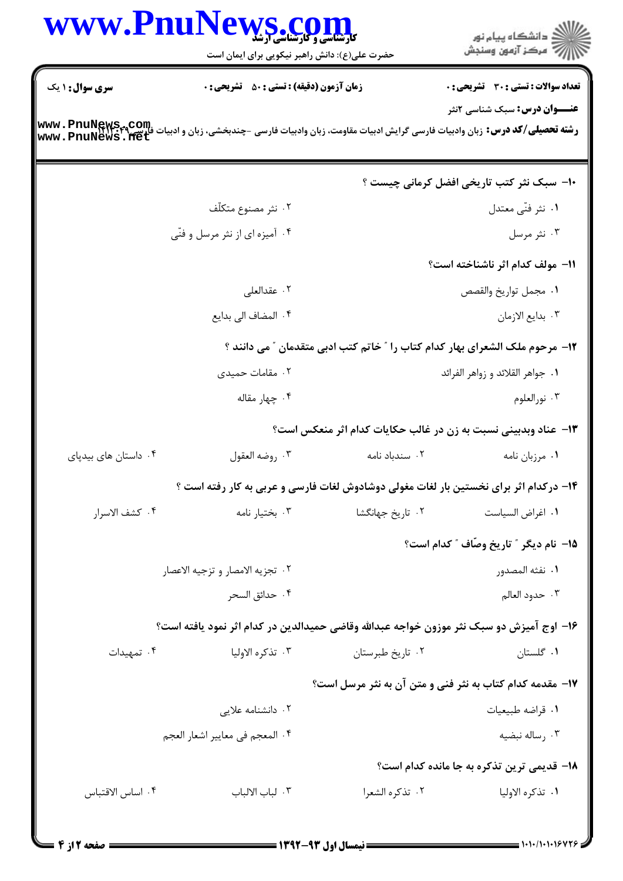**۱۰- سبک نثر کتب تاریخی افضل کرمانی چیست ؟**

۱. نثر فنّی معتدل
۲. نثر مصنوع متکلّف
۳. نثر مرسل
۴. آمیزه ای از نثر مرسل و فنّی

**۱۱- مولف کدام اثر ناشناخته است؟**

۱. مجمل تواریخ والقصص
۲. عقدالعلی
۳. بدایع الازمان
۴. المضاف الی بدایع

**۱۲- مرحوم ملک الشعرای بهار کدام کتاب را " خاتم کتب ادبی متقدمان " می دانند ؟**

۱. جواهر القلائد و زواهر الفرائد
۲. مقامات حمیدی
۳. نورالعلوم
۴. چهار مقاله

**۱۳- عناد وبدبینی نسبت به زن در غالب حکایات کدام اثر منعکس است؟**

۱. مرزبان نامه
۲. سندباد نامه
۳. روضه العقول
۴. داستان های بیدپای

**۱۴- درکدام اثر برای نخستین بار لغات مغولی دوشادوش لغات فارسی و عربی به کار رفته است ؟**

۱. اغراض السیاست
۲. تاریخ جهانگشا
۳. بختیار نامه
۴. کشف الاسرار

**۱۵- نام دیگر " تاریخ وصّاف " کدام است؟**

۱. نفثه المصدور
۲. تجزیه الامصار و تزجیه الاعصار
۳. حدود العالم
۴. حدائق السحر

**۱۶- اوج آمیزش دو سبک نثر موزون خواجه عبدالله وقاضی حمیدالدین در کدام اثر نمود یافته است؟**

۱. گلستان
۲. تاریخ طبرستان
۳. تذکره الاولیا
۴. تمهیدات

**۱۷- مقدمه کدام کتاب به نثر فنی و متن آن به نثر مرسل است؟**

۱. قراضه طبیعیات
۲. دانشنامه علایی
۳. رساله نبضیه
۴. المعجم فی معاییر اشعار العجم

**۱۸- قدیمی ترین تذکره به جا مانده کدام است؟**

۱. تذکره الاولیا
۲. تذکره الشعرا
۳. لباب الالباب
۴. اساس الاقتباس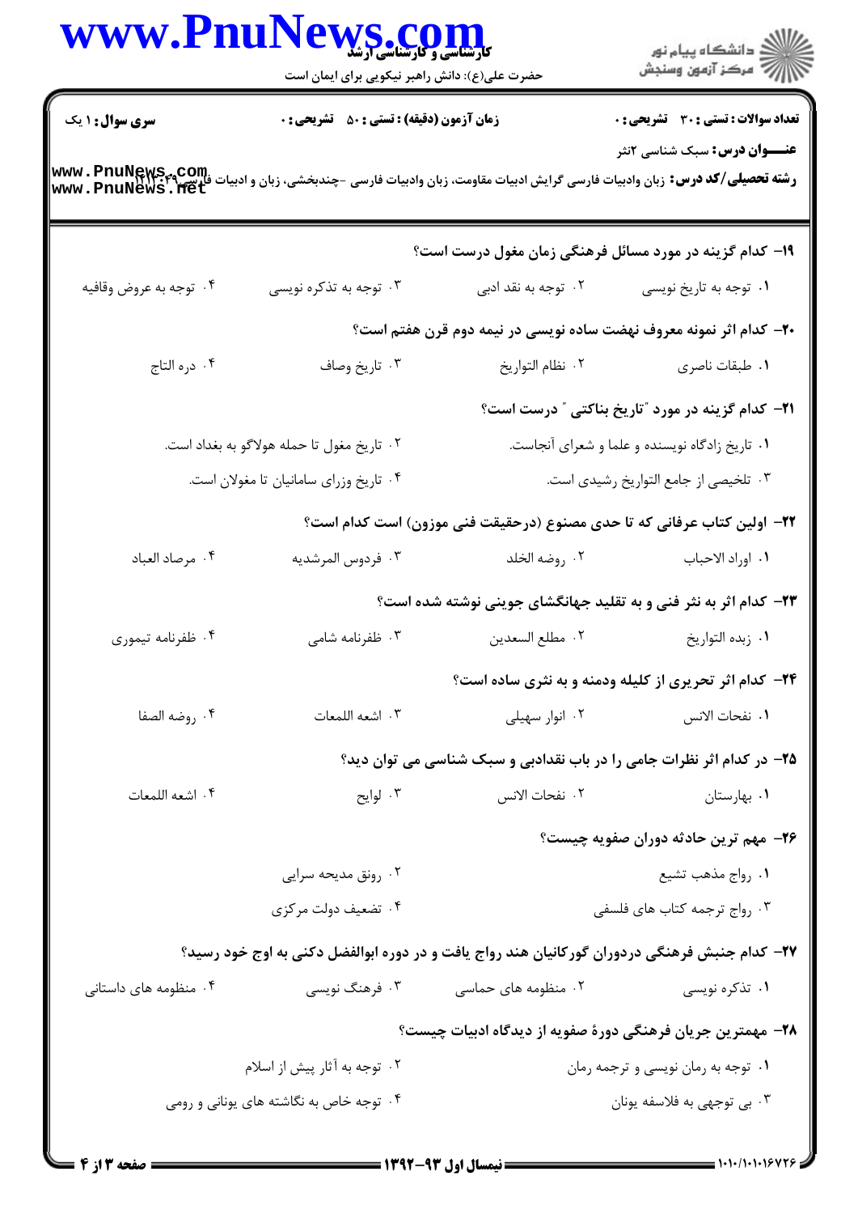**سری سوال:** ۱ یک

**زمان آزمون (دقیقه) : تستی : ۵۰ تشریحی : ۰**

**تعداد سوالات : تستی : ۳۰ تشریحی : ۰**

**عنـــوان درس:** سبک شناسی ۲نثر

**رشته تحصیلی/کد درس:** زبان وادبیات فارسی گرایش ادبیات مقاومت، زبان وادبیات فارسی -چندبخشی، زبان و ادبیات فارسی ۱۲۱۳۰۴۹

۱۹- کدام گزینه در مورد مسائل فرهنگی زمان مغول درست است؟

۱. توجه به تاریخ نویسی
۲. توجه به نقد ادبی
۳. توجه به تذکره نویسی
۴. توجه به عروض وقافیه

۲۰- کدام اثر نمونه معروف نهضت ساده نویسی در نیمه دوم قرن هفتم است؟

۱. طبقات ناصری
۲. نظام التواریخ
۳. تاریخ وصاف
۴. دره التاج

۲۱- کدام گزینه در مورد "تاریخ بناکتی" درست است؟

۱. تاریخ زادگاه نویسنده و علما و شعرای آنجاست.
۲. تاریخ مغول تا حمله هولاگو به بغداد است.
۳. تلخیصی از جامع التواریخ رشیدی است.
۴. تاریخ وزرای سامانیان تا مغولان است.

۲۲- اولین کتاب عرفانی که تا حدی مصنوع (درحقیقت فنی موزون) است کدام است؟

۱. اوراد الاحباب
۲. روضه الخلد
۳. فردوس المرشدیه
۴. مرصاد العباد

۲۳- کدام اثر به نثر فنی و به تقلید جهانگشای جوینی نوشته شده است؟

۱. زبده التواریخ
۲. مطلع السعدین
۳. ظفرنامه شامی
۴. ظفرنامه تیموری

۲۴- کدام اثر تحریری از کلیله ودمنه و به نثری ساده است؟

۱. نفحات الانس
۲. انوار سهیلی
۳. اشعه اللمعات
۴. روضه الصفا

۲۵- در کدام اثر نظرات جامی را در باب نقدادبی و سبک شناسی می توان دید؟

۱. بهارستان
۲. نفحات الانس
۳. لوایح
۴. اشعه اللمعات

۲۶- مهم ترین حادثه دوران صفویه چیست؟

۱. رواج مذهب تشیع
۲. رونق مدیحه سرایی
۳. رواج ترجمه کتاب های فلسفی
۴. تضعیف دولت مرکزی

۲۷- کدام جنبش فرهنگی دردوران گورکانیان هند رواج یافت و در دوره ابوالفضل دکنی به اوج خود رسید؟

۱. تذکره نویسی
۲. منظومه های حماسی
۳. فرهنگ نویسی
۴. منظومه های داستانی

۲۸- مهمترین جریان فرهنگی دورهٔ صفویه از دیدگاه ادبیات چیست؟

۱. توجه به رمان نویسی و ترجمه رمان
۲. توجه به آثار پیش از اسلام
۳. بی توجهی به فلاسفه یونان
۴. توجه خاص به نگاشته های یونانی و رومی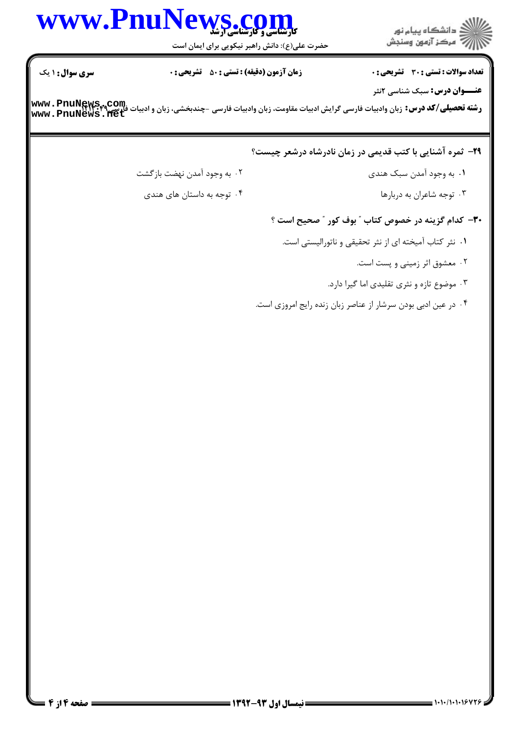**تعداد سوالات : تستی : ۳۰ تشریحی : ۰** | **زمان آزمون (دقیقه) : تستی : ۵۰ تشریحی : ۰** | **سری سوال : ۱ یک**

**عنـــوان درس:** سبک شناسی ۲نثر

**رشته تحصیلی/کد درس:** زبان وادبیات فارسی گرایش ادبیات مقاومت، زبان وادبیات فارسی -چندبخشی، زبان و ادبیات فارسی ۱۲۱۳۰۴۹

**۲۹- ثمره آشنایی با کتب قدیمی در زمان نادرشاه درشعر چیست؟**

۱. به وجود آمدن سبک هندی

۲. به وجود آمدن نهضت بازگشت

۳. توجه شاعران به دربارها

۴. توجه به داستان های هندی

**۳۰- کدام گزینه در خصوص کتاب " بوف کور " صحیح است ؟**

۱. نثر کتاب آمیخته ای از نثر تحقیقی و ناتورالیستی است.

۲. معشوق اثر زمینی و پست است.

۳. موضوع تازه و نثری تقلیدی اما گیرا دارد.

۴. در عین ادبی بودن سرشار از عناصر زبان زنده رایج امروزی است.